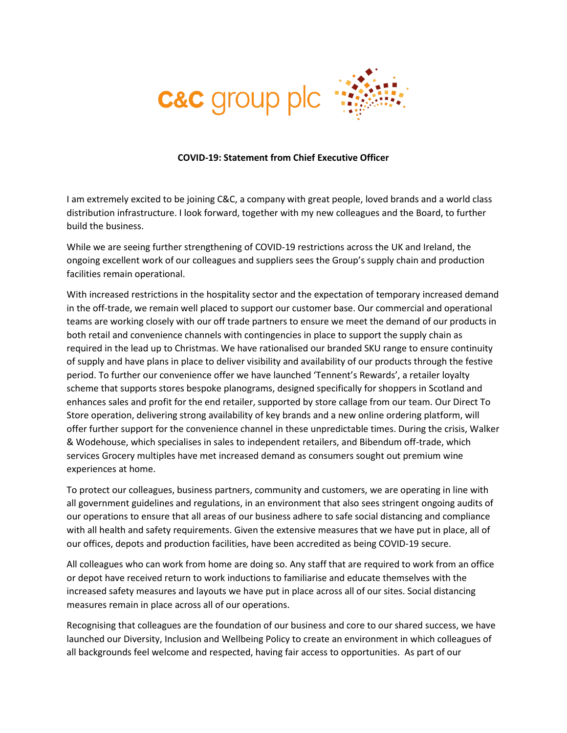c&c group plc

**COVID-19: Statement from Chief Executive Officer**

I am extremely excited to be joining C&C, a company with great people, loved brands and a world class distribution infrastructure. I look forward, together with my new colleagues and the Board, to further build the business.

While we are seeing further strengthening of COVID-19 restrictions across the UK and Ireland, the ongoing excellent work of our colleagues and suppliers sees the Group's supply chain and production facilities remain operational.

With increased restrictions in the hospitality sector and the expectation of temporary increased demand in the off-trade, we remain well placed to support our customer base. Our commercial and operational teams are working closely with our off trade partners to ensure we meet the demand of our products in both retail and convenience channels with contingencies in place to support the supply chain as required in the lead up to Christmas. We have rationalised our branded SKU range to ensure continuity of supply and have plans in place to deliver visibility and availability of our products through the festive period. To further our convenience offer we have launched 'Tennent's Rewards', a retailer loyalty scheme that supports stores bespoke planograms, designed specifically for shoppers in Scotland and enhances sales and profit for the end retailer, supported by store callage from our team. Our Direct To Store operation, delivering strong availability of key brands and a new online ordering platform, will offer further support for the convenience channel in these unpredictable times. During the crisis, Walker & Wodehouse, which specialises in sales to independent retailers, and Bibendum off-trade, which services Grocery multiples have met increased demand as consumers sought out premium wine experiences at home.

To protect our colleagues, business partners, community and customers, we are operating in line with all government guidelines and regulations, in an environment that also sees stringent ongoing audits of our operations to ensure that all areas of our business adhere to safe social distancing and compliance with all health and safety requirements. Given the extensive measures that we have put in place, all of our offices, depots and production facilities, have been accredited as being COVID-19 secure.

All colleagues who can work from home are doing so. Any staff that are required to work from an office or depot have received return to work inductions to familiarise and educate themselves with the increased safety measures and layouts we have put in place across all of our sites. Social distancing measures remain in place across all of our operations.

Recognising that colleagues are the foundation of our business and core to our shared success, we have launched our Diversity, Inclusion and Wellbeing Policy to create an environment in which colleagues of all backgrounds feel welcome and respected, having fair access to opportunities. As part of our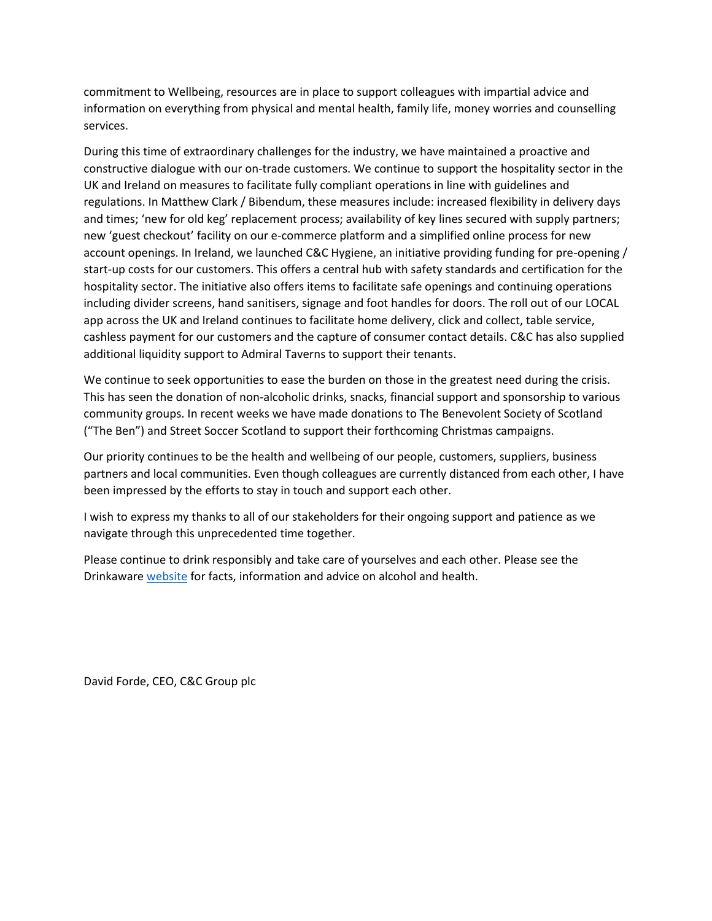commitment to Wellbeing, resources are in place to support colleagues with impartial advice and information on everything from physical and mental health, family life, money worries and counselling services.

During this time of extraordinary challenges for the industry, we have maintained a proactive and constructive dialogue with our on-trade customers. We continue to support the hospitality sector in the UK and Ireland on measures to facilitate fully compliant operations in line with guidelines and regulations. In Matthew Clark / Bibendum, these measures include: increased flexibility in delivery days and times; 'new for old keg' replacement process; availability of key lines secured with supply partners; new 'guest checkout' facility on our e-commerce platform and a simplified online process for new account openings. In Ireland, we launched C&C Hygiene, an initiative providing funding for pre-opening / start-up costs for our customers. This offers a central hub with safety standards and certification for the hospitality sector. The initiative also offers items to facilitate safe openings and continuing operations including divider screens, hand sanitisers, signage and foot handles for doors. The roll out of our LOCAL app across the UK and Ireland continues to facilitate home delivery, click and collect, table service, cashless payment for our customers and the capture of consumer contact details. C&C has also supplied additional liquidity support to Admiral Taverns to support their tenants.

We continue to seek opportunities to ease the burden on those in the greatest need during the crisis. This has seen the donation of non-alcoholic drinks, snacks, financial support and sponsorship to various community groups. In recent weeks we have made donations to The Benevolent Society of Scotland ("The Ben") and Street Soccer Scotland to support their forthcoming Christmas campaigns.

Our priority continues to be the health and wellbeing of our people, customers, suppliers, business partners and local communities. Even though colleagues are currently distanced from each other, I have been impressed by the efforts to stay in touch and support each other.

I wish to express my thanks to all of our stakeholders for their ongoing support and patience as we navigate through this unprecedented time together.

Please continue to drink responsibly and take care of yourselves and each other. Please see the Drinkaware website for facts, information and advice on alcohol and health.

David Forde, CEO, C&C Group plc